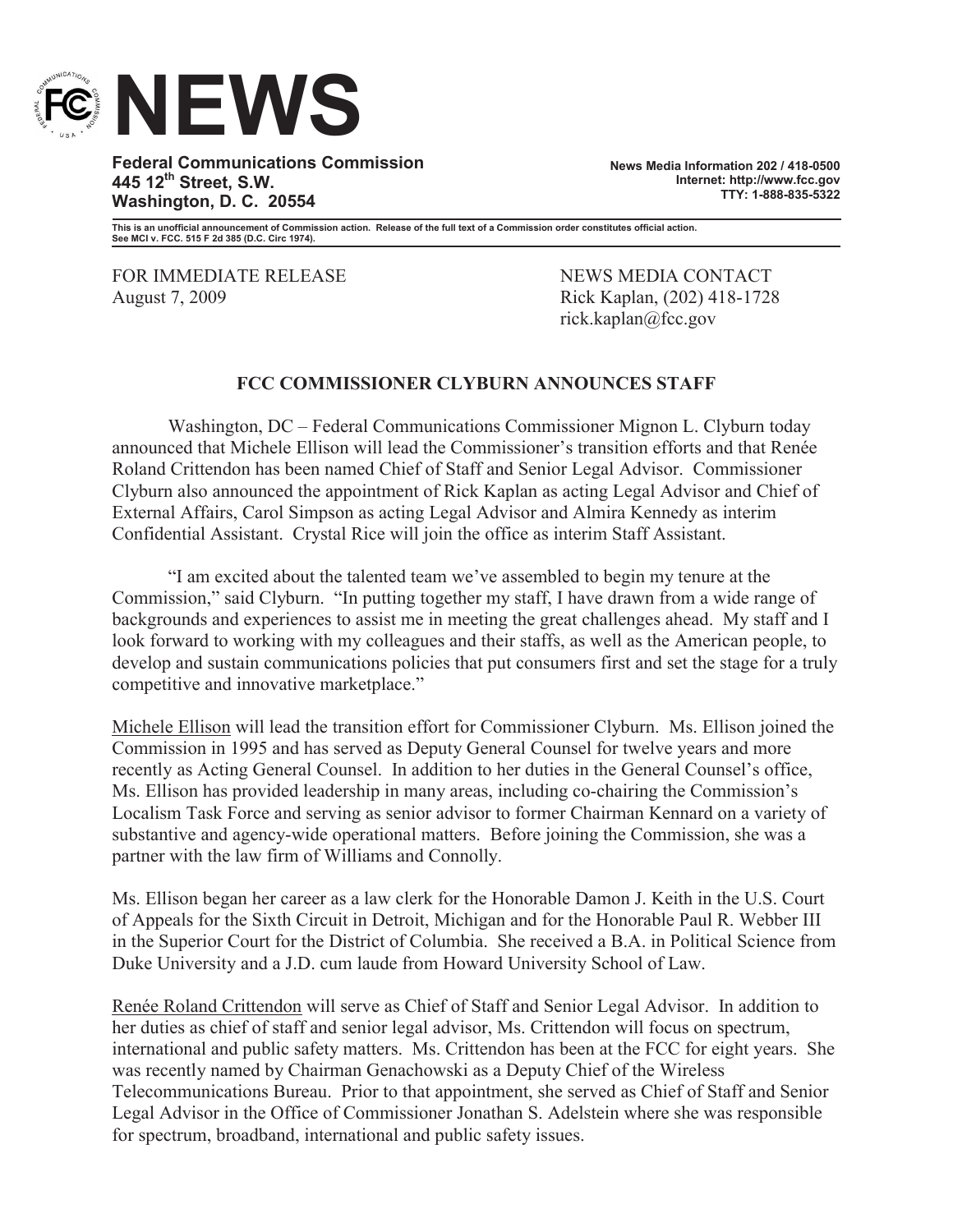# NEWS

**Federal Communications Commission**
**445 12th Street, S.W.**
**Washington, D. C. 20554**

**News Media Information 202 / 418-0500**
**Internet: http://www.fcc.gov**
**TTY: 1-888-835-5322**

**This is an unofficial announcement of Commission action. Release of the full text of a Commission order constitutes official action. See MCI v. FCC. 515 F 2d 385 (D.C. Circ 1974).**

FOR IMMEDIATE RELEASE
August 7, 2009

NEWS MEDIA CONTACT
Rick Kaplan, (202) 418-1728
rick.kaplan@fcc.gov

## FCC COMMISSIONER CLYBURN ANNOUNCES STAFF

Washington, DC – Federal Communications Commissioner Mignon L. Clyburn today announced that Michele Ellison will lead the Commissioner's transition efforts and that Renée Roland Crittendon has been named Chief of Staff and Senior Legal Advisor. Commissioner Clyburn also announced the appointment of Rick Kaplan as acting Legal Advisor and Chief of External Affairs, Carol Simpson as acting Legal Advisor and Almira Kennedy as interim Confidential Assistant. Crystal Rice will join the office as interim Staff Assistant.

"I am excited about the talented team we've assembled to begin my tenure at the Commission," said Clyburn. "In putting together my staff, I have drawn from a wide range of backgrounds and experiences to assist me in meeting the great challenges ahead. My staff and I look forward to working with my colleagues and their staffs, as well as the American people, to develop and sustain communications policies that put consumers first and set the stage for a truly competitive and innovative marketplace."

Michele Ellison will lead the transition effort for Commissioner Clyburn. Ms. Ellison joined the Commission in 1995 and has served as Deputy General Counsel for twelve years and more recently as Acting General Counsel. In addition to her duties in the General Counsel's office, Ms. Ellison has provided leadership in many areas, including co-chairing the Commission's Localism Task Force and serving as senior advisor to former Chairman Kennard on a variety of substantive and agency-wide operational matters. Before joining the Commission, she was a partner with the law firm of Williams and Connolly.

Ms. Ellison began her career as a law clerk for the Honorable Damon J. Keith in the U.S. Court of Appeals for the Sixth Circuit in Detroit, Michigan and for the Honorable Paul R. Webber III in the Superior Court for the District of Columbia. She received a B.A. in Political Science from Duke University and a J.D. cum laude from Howard University School of Law.

Renée Roland Crittendon will serve as Chief of Staff and Senior Legal Advisor. In addition to her duties as chief of staff and senior legal advisor, Ms. Crittendon will focus on spectrum, international and public safety matters. Ms. Crittendon has been at the FCC for eight years. She was recently named by Chairman Genachowski as a Deputy Chief of the Wireless Telecommunications Bureau. Prior to that appointment, she served as Chief of Staff and Senior Legal Advisor in the Office of Commissioner Jonathan S. Adelstein where she was responsible for spectrum, broadband, international and public safety issues.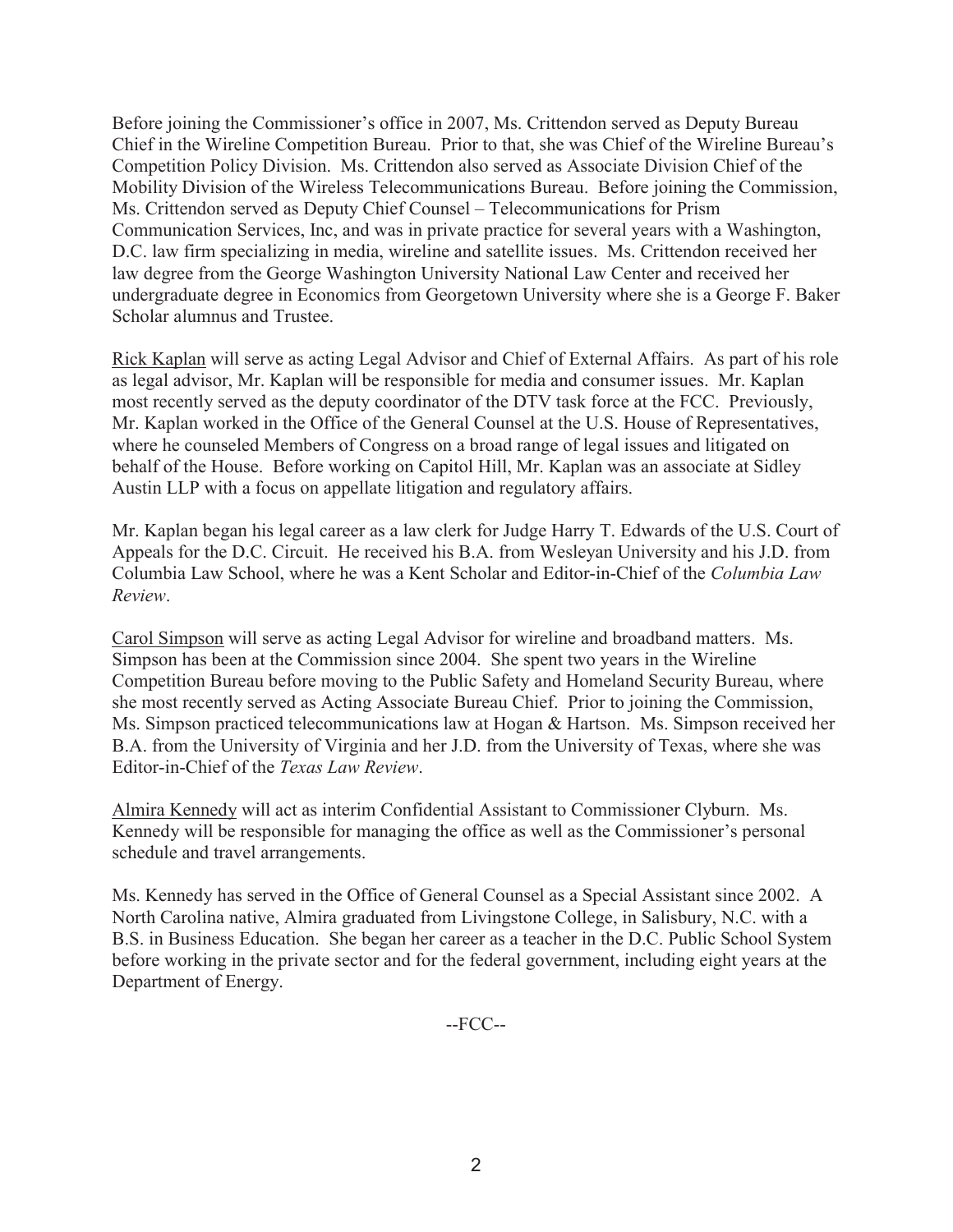Before joining the Commissioner's office in 2007, Ms. Crittendon served as Deputy Bureau Chief in the Wireline Competition Bureau. Prior to that, she was Chief of the Wireline Bureau's Competition Policy Division. Ms. Crittendon also served as Associate Division Chief of the Mobility Division of the Wireless Telecommunications Bureau. Before joining the Commission, Ms. Crittendon served as Deputy Chief Counsel – Telecommunications for Prism Communication Services, Inc, and was in private practice for several years with a Washington, D.C. law firm specializing in media, wireline and satellite issues. Ms. Crittendon received her law degree from the George Washington University National Law Center and received her undergraduate degree in Economics from Georgetown University where she is a George F. Baker Scholar alumnus and Trustee.

Rick Kaplan will serve as acting Legal Advisor and Chief of External Affairs. As part of his role as legal advisor, Mr. Kaplan will be responsible for media and consumer issues. Mr. Kaplan most recently served as the deputy coordinator of the DTV task force at the FCC. Previously, Mr. Kaplan worked in the Office of the General Counsel at the U.S. House of Representatives, where he counseled Members of Congress on a broad range of legal issues and litigated on behalf of the House. Before working on Capitol Hill, Mr. Kaplan was an associate at Sidley Austin LLP with a focus on appellate litigation and regulatory affairs.

Mr. Kaplan began his legal career as a law clerk for Judge Harry T. Edwards of the U.S. Court of Appeals for the D.C. Circuit. He received his B.A. from Wesleyan University and his J.D. from Columbia Law School, where he was a Kent Scholar and Editor-in-Chief of the *Columbia Law Review*.

Carol Simpson will serve as acting Legal Advisor for wireline and broadband matters. Ms. Simpson has been at the Commission since 2004. She spent two years in the Wireline Competition Bureau before moving to the Public Safety and Homeland Security Bureau, where she most recently served as Acting Associate Bureau Chief. Prior to joining the Commission, Ms. Simpson practiced telecommunications law at Hogan & Hartson. Ms. Simpson received her B.A. from the University of Virginia and her J.D. from the University of Texas, where she was Editor-in-Chief of the *Texas Law Review*.

Almira Kennedy will act as interim Confidential Assistant to Commissioner Clyburn. Ms. Kennedy will be responsible for managing the office as well as the Commissioner's personal schedule and travel arrangements.

Ms. Kennedy has served in the Office of General Counsel as a Special Assistant since 2002. A North Carolina native, Almira graduated from Livingstone College, in Salisbury, N.C. with a B.S. in Business Education. She began her career as a teacher in the D.C. Public School System before working in the private sector and for the federal government, including eight years at the Department of Energy.

--FCC--